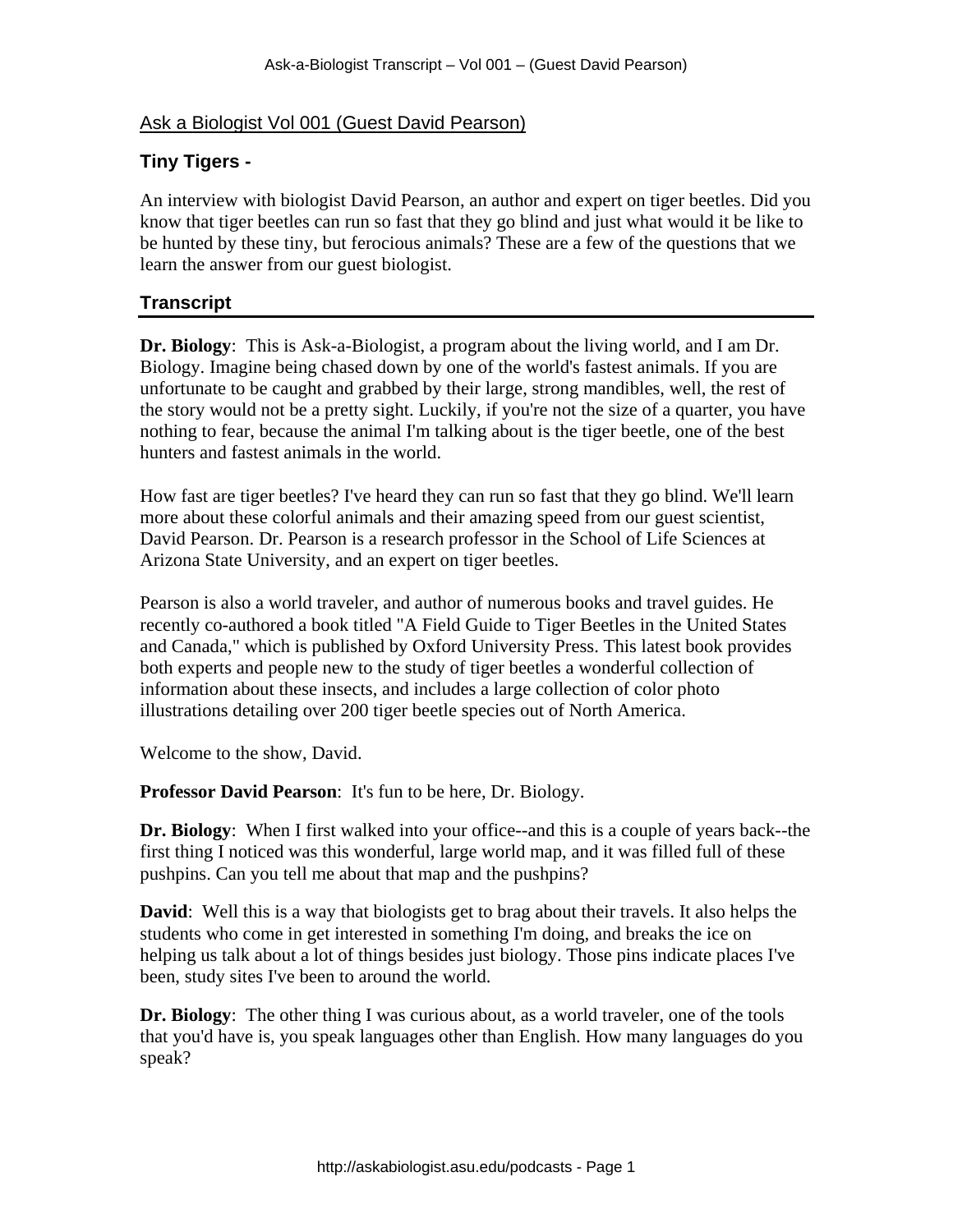## Ask a Biologist Vol 001 (Guest David Pearson)

### Tiny Tigers -

An interview with biologist David Pearson, an author and expert on tiger beetles. Did you know that tiger beetles can run so fast that they go blind and just what would it be like to be hunted by these tiny, but ferocious animals? These are a few of the questions that we learn the answer from our guest biologist.

### Transcript

**Dr. Biology**: This is Ask-a-Biologist, a program about the living world, and I am Dr. Biology. Imagine being chased down by one of the world's fastest animals. If you are unfortunate to be caught and grabbed by their large, strong mandibles, well, the rest of the story would not be a pretty sight. Luckily, if you're not the size of a quarter, you have nothing to fear, because the animal I'm talking about is the tiger beetle, one of the best hunters and fastest animals in the world.

How fast are tiger beetles? I've heard they can run so fast that they go blind. We'll learn more about these colorful animals and their amazing speed from our guest scientist, David Pearson. Dr. Pearson is a research professor in the School of Life Sciences at Arizona State University, and an expert on tiger beetles.

Pearson is also a world traveler, and author of numerous books and travel guides. He recently co-authored a book titled "A Field Guide to Tiger Beetles in the United States and Canada," which is published by Oxford University Press. This latest book provides both experts and people new to the study of tiger beetles a wonderful collection of information about these insects, and includes a large collection of color photo illustrations detailing over 200 tiger beetle species out of North America.

Welcome to the show, David.

**Professor David Pearson**: It's fun to be here, Dr. Biology.

**Dr. Biology**: When I first walked into your office--and this is a couple of years back--the first thing I noticed was this wonderful, large world map, and it was filled full of these pushpins. Can you tell me about that map and the pushpins?

**David**: Well this is a way that biologists get to brag about their travels. It also helps the students who come in get interested in something I'm doing, and breaks the ice on helping us talk about a lot of things besides just biology. Those pins indicate places I've been, study sites I've been to around the world.

**Dr. Biology**: The other thing I was curious about, as a world traveler, one of the tools that you'd have is, you speak languages other than English. How many languages do you speak?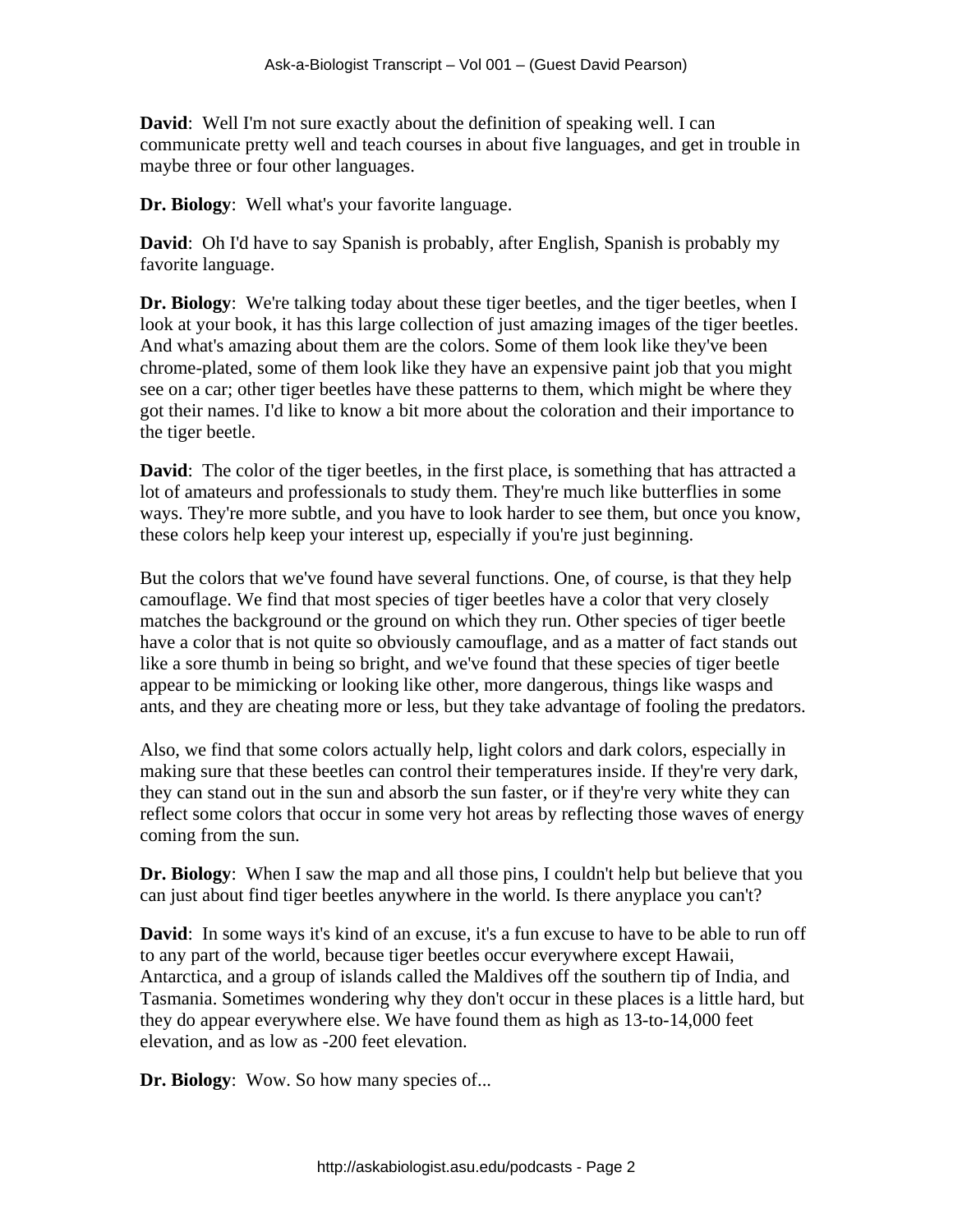**David**: Well I'm not sure exactly about the definition of speaking well. I can communicate pretty well and teach courses in about five languages, and get in trouble in maybe three or four other languages.

**Dr. Biology**: Well what's your favorite language.

**David**: Oh I'd have to say Spanish is probably, after English, Spanish is probably my favorite language.

**Dr. Biology**: We're talking today about these tiger beetles, and the tiger beetles, when I look at your book, it has this large collection of just amazing images of the tiger beetles. And what's amazing about them are the colors. Some of them look like they've been chrome-plated, some of them look like they have an expensive paint job that you might see on a car; other tiger beetles have these patterns to them, which might be where they got their names. I'd like to know a bit more about the coloration and their importance to the tiger beetle.

**David**: The color of the tiger beetles, in the first place, is something that has attracted a lot of amateurs and professionals to study them. They're much like butterflies in some ways. They're more subtle, and you have to look harder to see them, but once you know, these colors help keep your interest up, especially if you're just beginning.

But the colors that we've found have several functions. One, of course, is that they help camouflage. We find that most species of tiger beetles have a color that very closely matches the background or the ground on which they run. Other species of tiger beetle have a color that is not quite so obviously camouflage, and as a matter of fact stands out like a sore thumb in being so bright, and we've found that these species of tiger beetle appear to be mimicking or looking like other, more dangerous, things like wasps and ants, and they are cheating more or less, but they take advantage of fooling the predators.

Also, we find that some colors actually help, light colors and dark colors, especially in making sure that these beetles can control their temperatures inside. If they're very dark, they can stand out in the sun and absorb the sun faster, or if they're very white they can reflect some colors that occur in some very hot areas by reflecting those waves of energy coming from the sun.

**Dr. Biology**: When I saw the map and all those pins, I couldn't help but believe that you can just about find tiger beetles anywhere in the world. Is there anyplace you can't?

**David**: In some ways it's kind of an excuse, it's a fun excuse to have to be able to run off to any part of the world, because tiger beetles occur everywhere except Hawaii, Antarctica, and a group of islands called the Maldives off the southern tip of India, and Tasmania. Sometimes wondering why they don't occur in these places is a little hard, but they do appear everywhere else. We have found them as high as 13-to-14,000 feet elevation, and as low as -200 feet elevation.

**Dr. Biology**: Wow. So how many species of...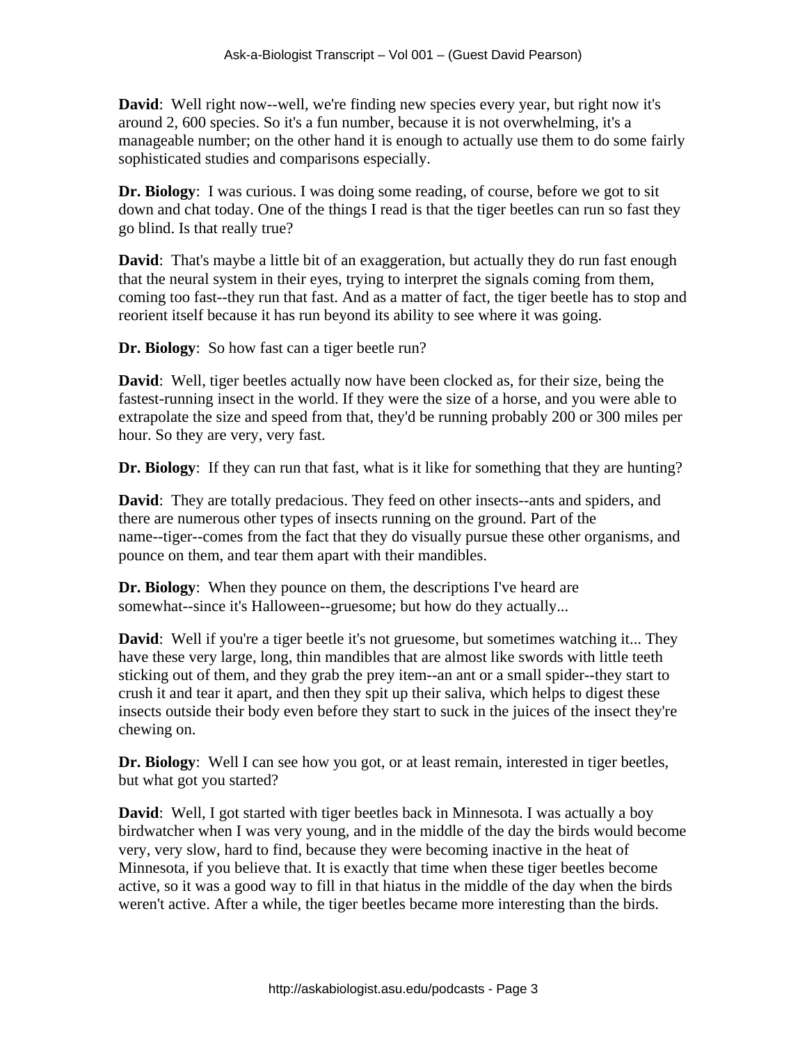**David**: Well right now--well, we're finding new species every year, but right now it's around 2, 600 species. So it's a fun number, because it is not overwhelming, it's a manageable number; on the other hand it is enough to actually use them to do some fairly sophisticated studies and comparisons especially.

**Dr. Biology**: I was curious. I was doing some reading, of course, before we got to sit down and chat today. One of the things I read is that the tiger beetles can run so fast they go blind. Is that really true?

**David**: That's maybe a little bit of an exaggeration, but actually they do run fast enough that the neural system in their eyes, trying to interpret the signals coming from them, coming too fast--they run that fast. And as a matter of fact, the tiger beetle has to stop and reorient itself because it has run beyond its ability to see where it was going.

**Dr. Biology**: So how fast can a tiger beetle run?

**David**: Well, tiger beetles actually now have been clocked as, for their size, being the fastest-running insect in the world. If they were the size of a horse, and you were able to extrapolate the size and speed from that, they'd be running probably 200 or 300 miles per hour. So they are very, very fast.

**Dr. Biology**: If they can run that fast, what is it like for something that they are hunting?

**David**: They are totally predacious. They feed on other insects--ants and spiders, and there are numerous other types of insects running on the ground. Part of the name--tiger--comes from the fact that they do visually pursue these other organisms, and pounce on them, and tear them apart with their mandibles.

**Dr. Biology**: When they pounce on them, the descriptions I've heard are somewhat--since it's Halloween--gruesome; but how do they actually...

**David**: Well if you're a tiger beetle it's not gruesome, but sometimes watching it... They have these very large, long, thin mandibles that are almost like swords with little teeth sticking out of them, and they grab the prey item--an ant or a small spider--they start to crush it and tear it apart, and then they spit up their saliva, which helps to digest these insects outside their body even before they start to suck in the juices of the insect they're chewing on.

**Dr. Biology**: Well I can see how you got, or at least remain, interested in tiger beetles, but what got you started?

**David**: Well, I got started with tiger beetles back in Minnesota. I was actually a boy birdwatcher when I was very young, and in the middle of the day the birds would become very, very slow, hard to find, because they were becoming inactive in the heat of Minnesota, if you believe that. It is exactly that time when these tiger beetles become active, so it was a good way to fill in that hiatus in the middle of the day when the birds weren't active. After a while, the tiger beetles became more interesting than the birds.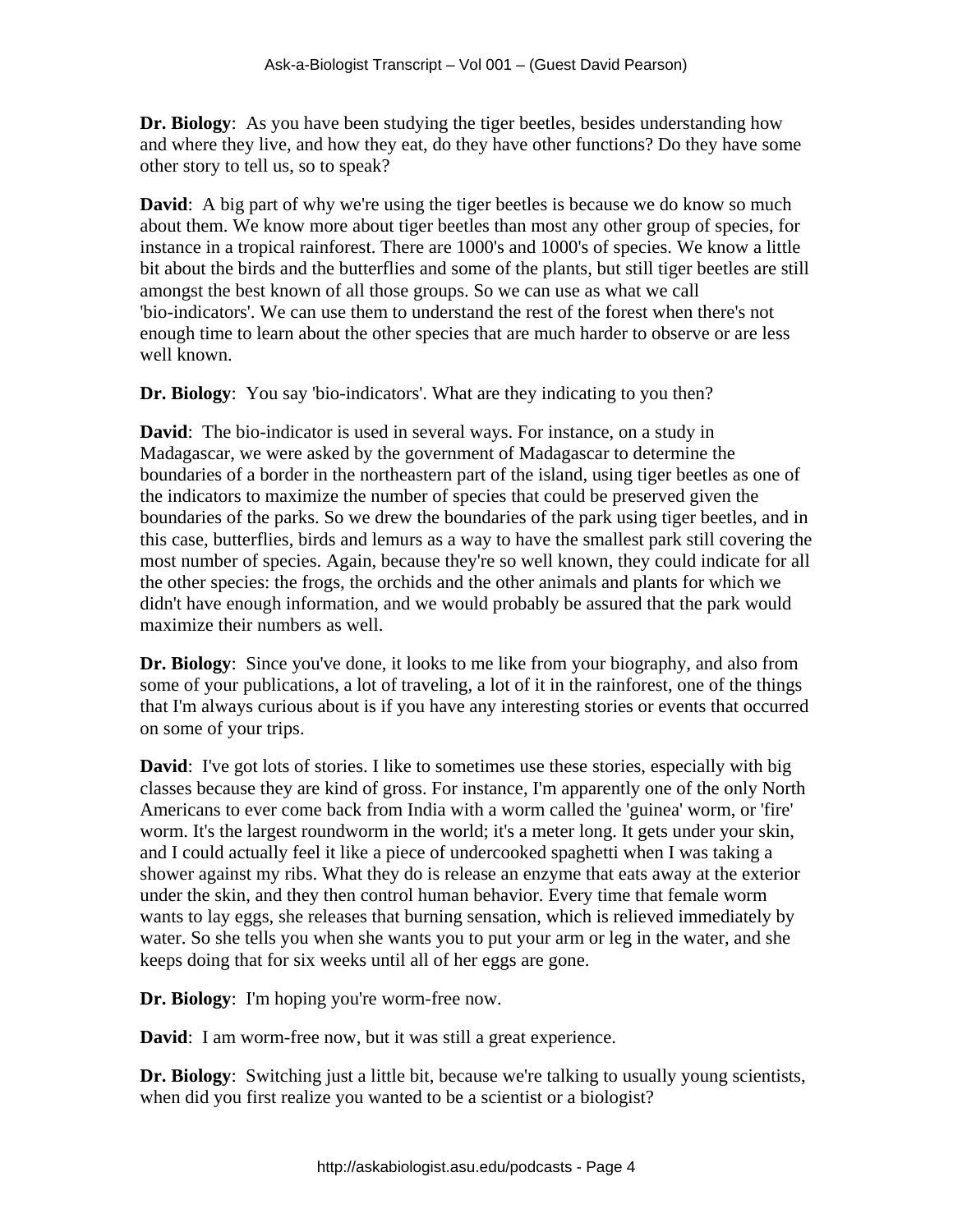**Dr. Biology**: As you have been studying the tiger beetles, besides understanding how and where they live, and how they eat, do they have other functions? Do they have some other story to tell us, so to speak?

**David**: A big part of why we're using the tiger beetles is because we do know so much about them. We know more about tiger beetles than most any other group of species, for instance in a tropical rainforest. There are 1000's and 1000's of species. We know a little bit about the birds and the butterflies and some of the plants, but still tiger beetles are still amongst the best known of all those groups. So we can use as what we call 'bio-indicators'. We can use them to understand the rest of the forest when there's not enough time to learn about the other species that are much harder to observe or are less well known.

**Dr. Biology**: You say 'bio-indicators'. What are they indicating to you then?

**David**: The bio-indicator is used in several ways. For instance, on a study in Madagascar, we were asked by the government of Madagascar to determine the boundaries of a border in the northeastern part of the island, using tiger beetles as one of the indicators to maximize the number of species that could be preserved given the boundaries of the parks. So we drew the boundaries of the park using tiger beetles, and in this case, butterflies, birds and lemurs as a way to have the smallest park still covering the most number of species. Again, because they're so well known, they could indicate for all the other species: the frogs, the orchids and the other animals and plants for which we didn't have enough information, and we would probably be assured that the park would maximize their numbers as well.

**Dr. Biology**: Since you've done, it looks to me like from your biography, and also from some of your publications, a lot of traveling, a lot of it in the rainforest, one of the things that I'm always curious about is if you have any interesting stories or events that occurred on some of your trips.

**David**: I've got lots of stories. I like to sometimes use these stories, especially with big classes because they are kind of gross. For instance, I'm apparently one of the only North Americans to ever come back from India with a worm called the 'guinea' worm, or 'fire' worm. It's the largest roundworm in the world; it's a meter long. It gets under your skin, and I could actually feel it like a piece of undercooked spaghetti when I was taking a shower against my ribs. What they do is release an enzyme that eats away at the exterior under the skin, and they then control human behavior. Every time that female worm wants to lay eggs, she releases that burning sensation, which is relieved immediately by water. So she tells you when she wants you to put your arm or leg in the water, and she keeps doing that for six weeks until all of her eggs are gone.

**Dr. Biology**: I'm hoping you're worm-free now.

**David**: I am worm-free now, but it was still a great experience.

**Dr. Biology**: Switching just a little bit, because we're talking to usually young scientists, when did you first realize you wanted to be a scientist or a biologist?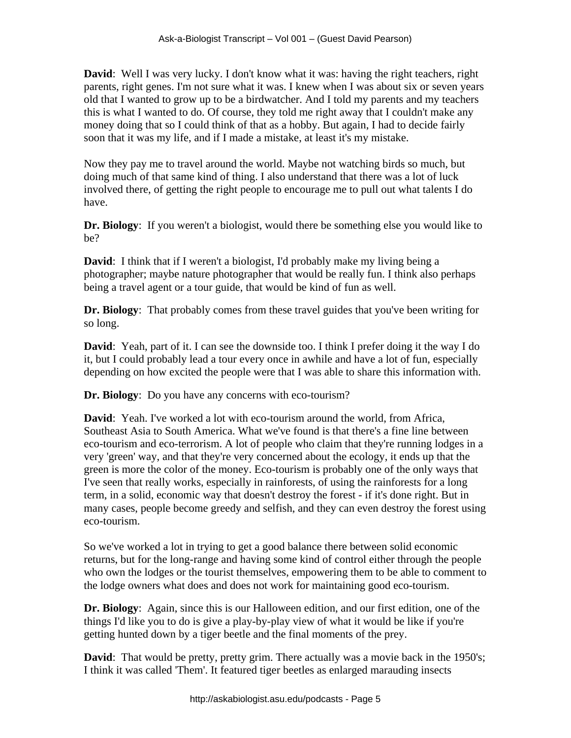**David**: Well I was very lucky. I don't know what it was: having the right teachers, right parents, right genes. I'm not sure what it was. I knew when I was about six or seven years old that I wanted to grow up to be a birdwatcher. And I told my parents and my teachers this is what I wanted to do. Of course, they told me right away that I couldn't make any money doing that so I could think of that as a hobby. But again, I had to decide fairly soon that it was my life, and if I made a mistake, at least it's my mistake.

Now they pay me to travel around the world. Maybe not watching birds so much, but doing much of that same kind of thing. I also understand that there was a lot of luck involved there, of getting the right people to encourage me to pull out what talents I do have.

**Dr. Biology**: If you weren't a biologist, would there be something else you would like to be?

**David**: I think that if I weren't a biologist, I'd probably make my living being a photographer; maybe nature photographer that would be really fun. I think also perhaps being a travel agent or a tour guide, that would be kind of fun as well.

**Dr. Biology**: That probably comes from these travel guides that you've been writing for so long.

**David**: Yeah, part of it. I can see the downside too. I think I prefer doing it the way I do it, but I could probably lead a tour every once in awhile and have a lot of fun, especially depending on how excited the people were that I was able to share this information with.

**Dr. Biology**: Do you have any concerns with eco-tourism?

**David**: Yeah. I've worked a lot with eco-tourism around the world, from Africa, Southeast Asia to South America. What we've found is that there's a fine line between eco-tourism and eco-terrorism. A lot of people who claim that they're running lodges in a very 'green' way, and that they're very concerned about the ecology, it ends up that the green is more the color of the money. Eco-tourism is probably one of the only ways that I've seen that really works, especially in rainforests, of using the rainforests for a long term, in a solid, economic way that doesn't destroy the forest - if it's done right. But in many cases, people become greedy and selfish, and they can even destroy the forest using eco-tourism.

So we've worked a lot in trying to get a good balance there between solid economic returns, but for the long-range and having some kind of control either through the people who own the lodges or the tourist themselves, empowering them to be able to comment to the lodge owners what does and does not work for maintaining good eco-tourism.

**Dr. Biology**: Again, since this is our Halloween edition, and our first edition, one of the things I'd like you to do is give a play-by-play view of what it would be like if you're getting hunted down by a tiger beetle and the final moments of the prey.

**David**: That would be pretty, pretty grim. There actually was a movie back in the 1950's; I think it was called 'Them'. It featured tiger beetles as enlarged marauding insects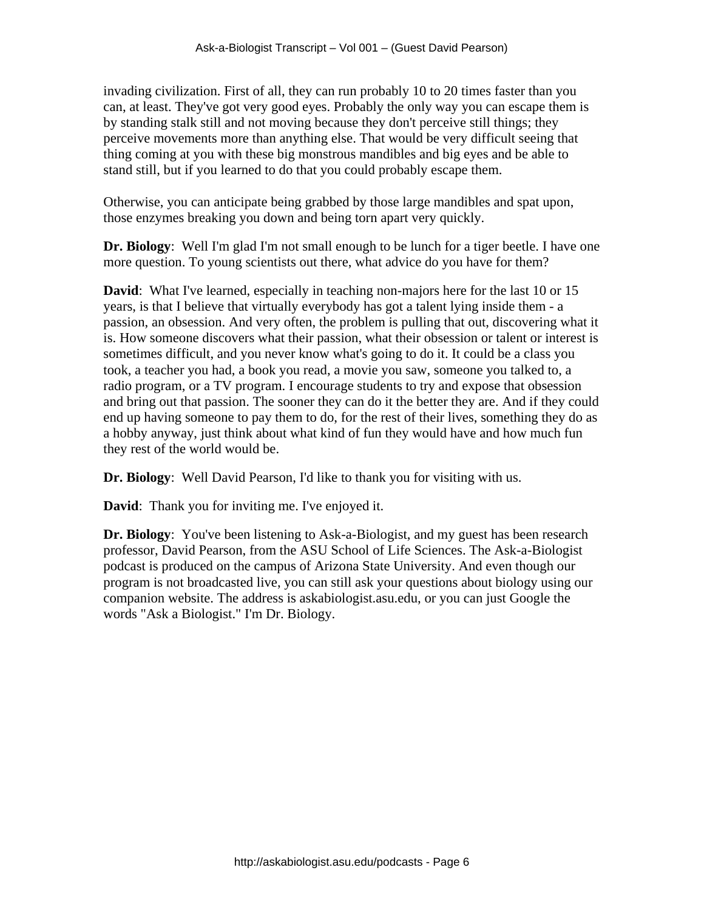invading civilization. First of all, they can run probably 10 to 20 times faster than you can, at least. They've got very good eyes. Probably the only way you can escape them is by standing stalk still and not moving because they don't perceive still things; they perceive movements more than anything else. That would be very difficult seeing that thing coming at you with these big monstrous mandibles and big eyes and be able to stand still, but if you learned to do that you could probably escape them.

Otherwise, you can anticipate being grabbed by those large mandibles and spat upon, those enzymes breaking you down and being torn apart very quickly.

**Dr. Biology**: Well I'm glad I'm not small enough to be lunch for a tiger beetle. I have one more question. To young scientists out there, what advice do you have for them?

**David**: What I've learned, especially in teaching non-majors here for the last 10 or 15 years, is that I believe that virtually everybody has got a talent lying inside them - a passion, an obsession. And very often, the problem is pulling that out, discovering what it is. How someone discovers what their passion, what their obsession or talent or interest is sometimes difficult, and you never know what's going to do it. It could be a class you took, a teacher you had, a book you read, a movie you saw, someone you talked to, a radio program, or a TV program. I encourage students to try and expose that obsession and bring out that passion. The sooner they can do it the better they are. And if they could end up having someone to pay them to do, for the rest of their lives, something they do as a hobby anyway, just think about what kind of fun they would have and how much fun they rest of the world would be.

**Dr. Biology**: Well David Pearson, I'd like to thank you for visiting with us.

**David**: Thank you for inviting me. I've enjoyed it.

**Dr. Biology**: You've been listening to Ask-a-Biologist, and my guest has been research professor, David Pearson, from the ASU School of Life Sciences. The Ask-a-Biologist podcast is produced on the campus of Arizona State University. And even though our program is not broadcasted live, you can still ask your questions about biology using our companion website. The address is askabiologist.asu.edu, or you can just Google the words "Ask a Biologist." I'm Dr. Biology.